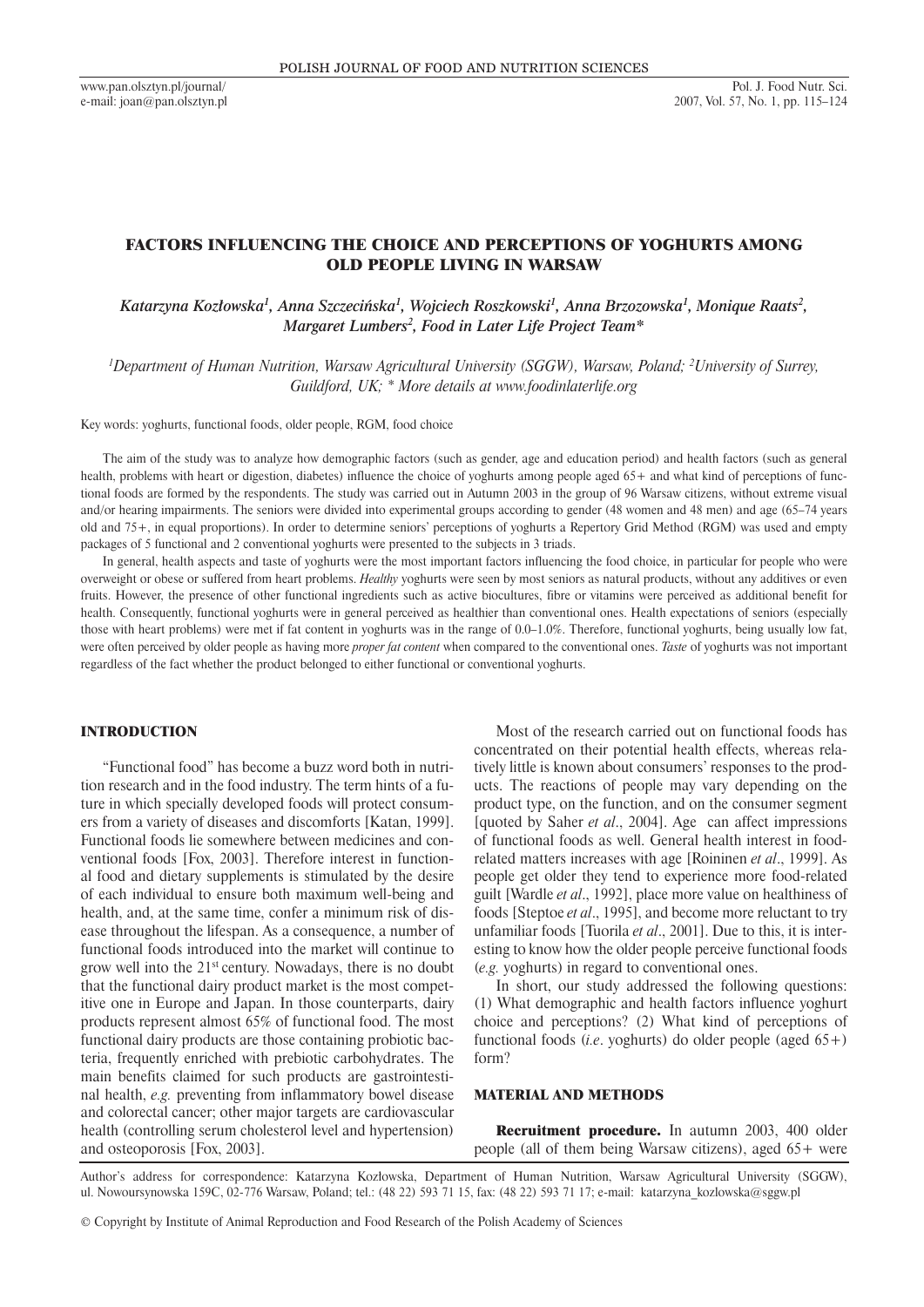# FACTORS INFLUENCING THE CHOICE AND PERCEPTIONS OF YOGHURTS AMONG OLD PEOPLE LIVING IN WARSAW

*Katarzyna Kozłowska[1], Anna Szczecińska[1], Wojciech Roszkowski[1], Anna Brzozowska[1], Monique Raats[2], Margaret Lumbers[2], Food in Later Life Project Team\**

*[1]Department of Human Nutrition, Warsaw Agricultural University (SGGW), Warsaw, Poland; [2]University of Surrey, Guildford, UK; \* More details at www.foodinlaterlife.org*

Key words: yoghurts, functional foods, older people, RGM, food choice

The aim of the study was to analyze how demographic factors (such as gender, age and education period) and health factors (such as general health, problems with heart or digestion, diabetes) influence the choice of yoghurts among people aged 65+ and what kind of perceptions of functional foods are formed by the respondents. The study was carried out in Autumn 2003 in the group of 96 Warsaw citizens, without extreme visual and/or hearing impairments. The seniors were divided into experimental groups according to gender (48 women and 48 men) and age (65–74 years old and 75+, in equal proportions). In order to determine seniors' perceptions of yoghurts a Repertory Grid Method (RGM) was used and empty packages of 5 functional and 2 conventional yoghurts were presented to the subjects in 3 triads.

In general, health aspects and taste of yoghurts were the most important factors influencing the food choice, in particular for people who were overweight or obese or suffered from heart problems. *Healthy* yoghurts were seen by most seniors as natural products, without any additives or even fruits. However, the presence of other functional ingredients such as active biocultures, fibre or vitamins were perceived as additional benefit for health. Consequently, functional yoghurts were in general perceived as healthier than conventional ones. Health expectations of seniors (especially those with heart problems) were met if fat content in yoghurts was in the range of 0.0–1.0%. Therefore, functional yoghurts, being usually low fat, were often perceived by older people as having more *proper fat content* when compared to the conventional ones. *Taste* of yoghurts was not important regardless of the fact whether the product belonged to either functional or conventional yoghurts.

## INTRODUCTION

"Functional food" has become a buzz word both in nutrition research and in the food industry. The term hints of a future in which specially developed foods will protect consumers from a variety of diseases and discomforts [Katan, 1999]. Functional foods lie somewhere between medicines and conventional foods [Fox, 2003]. Therefore interest in functional food and dietary supplements is stimulated by the desire of each individual to ensure both maximum well-being and health, and, at the same time, confer a minimum risk of disease throughout the lifespan. As a consequence, a number of functional foods introduced into the market will continue to grow well into the 21st century. Nowadays, there is no doubt that the functional dairy product market is the most competitive one in Europe and Japan. In those counterparts, dairy products represent almost 65% of functional food. The most functional dairy products are those containing probiotic bacteria, frequently enriched with prebiotic carbohydrates. The main benefits claimed for such products are gastrointestinal health, *e.g.* preventing from inflammatory bowel disease and colorectal cancer; other major targets are cardiovascular health (controlling serum cholesterol level and hypertension) and osteoporosis [Fox, 2003].

Most of the research carried out on functional foods has concentrated on their potential health effects, whereas relatively little is known about consumers' responses to the products. The reactions of people may vary depending on the product type, on the function, and on the consumer segment [quoted by Saher *et al*., 2004]. Age can affect impressions of functional foods as well. General health interest in food-related matters increases with age [Roininen *et al*., 1999]. As people get older they tend to experience more food-related guilt [Wardle *et al*., 1992], place more value on healthiness of foods [Steptoe *et al*., 1995], and become more reluctant to try unfamiliar foods [Tuorila *et al*., 2001]. Due to this, it is interesting to know how the older people perceive functional foods (*e.g.* yoghurts) in regard to conventional ones.

In short, our study addressed the following questions: (1) What demographic and health factors influence yoghurt choice and perceptions? (2) What kind of perceptions of functional foods (*i.e*. yoghurts) do older people (aged 65+) form?

## MATERIAL AND METHODS

**Recruitment procedure.** In autumn 2003, 400 older people (all of them being Warsaw citizens), aged 65+ were

Author's address for correspondence: Katarzyna Kozłowska, Department of Human Nutrition, Warsaw Agricultural University (SGGW), ul. Nowoursynowska 159C, 02-776 Warsaw, Poland; tel.: (48 22) 593 71 15, fax: (48 22) 593 71 17; e-mail: katarzyna_kozlowska@sggw.pl

© Copyright by Institute of Animal Reproduction and Food Research of the Polish Academy of Sciences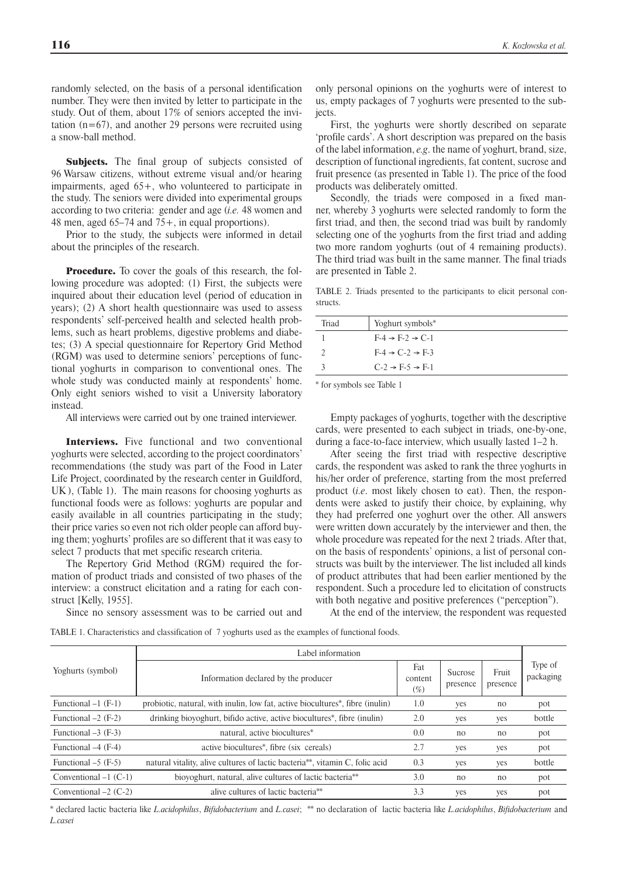randomly selected, on the basis of a personal identification number. They were then invited by letter to participate in the study. Out of them, about 17% of seniors accepted the invitation (n=67), and another 29 persons were recruited using a snow-ball method.

**Subjects.** The final group of subjects consisted of 96 Warsaw citizens, without extreme visual and/or hearing impairments, aged 65+, who volunteered to participate in the study. The seniors were divided into experimental groups according to two criteria: gender and age (*i.e.* 48 women and 48 men, aged 65–74 and 75+, in equal proportions).

Prior to the study, the subjects were informed in detail about the principles of the research.

**Procedure.** To cover the goals of this research, the following procedure was adopted: (1) First, the subjects were inquired about their education level (period of education in years); (2) A short health questionnaire was used to assess respondents' self-perceived health and selected health problems, such as heart problems, digestive problems and diabetes; (3) A special questionnaire for Repertory Grid Method (RGM) was used to determine seniors' perceptions of functional yoghurts in comparison to conventional ones. The whole study was conducted mainly at respondents' home. Only eight seniors wished to visit a University laboratory instead.

All interviews were carried out by one trained interviewer.

**Interviews.** Five functional and two conventional yoghurts were selected, according to the project coordinators' recommendations (the study was part of the Food in Later Life Project, coordinated by the research center in Guildford, UK), (Table 1). The main reasons for choosing yoghurts as functional foods were as follows: yoghurts are popular and easily available in all countries participating in the study; their price varies so even not rich older people can afford buying them; yoghurts' profiles are so different that it was easy to select 7 products that met specific research criteria.

The Repertory Grid Method (RGM) required the formation of product triads and consisted of two phases of the interview: a construct elicitation and a rating for each construct [Kelly, 1955].

Since no sensory assessment was to be carried out and only personal opinions on the yoghurts were of interest to us, empty packages of 7 yoghurts were presented to the subjects.

First, the yoghurts were shortly described on separate 'profile cards'. A short description was prepared on the basis of the label information, *e.g*. the name of yoghurt, brand, size, description of functional ingredients, fat content, sucrose and fruit presence (as presented in Table 1). The price of the food products was deliberately omitted.

Secondly, the triads were composed in a fixed manner, whereby 3 yoghurts were selected randomly to form the first triad, and then, the second triad was built by randomly selecting one of the yoghurts from the first triad and adding two more random yoghurts (out of 4 remaining products). The third triad was built in the same manner. The final triads are presented in Table 2.

TABLE 2. Triads presented to the participants to elicit personal constructs.

| Triad | Yoghurt symbols* |
|---|---|
| 1 | F-4 → F-2 → C-1 |
| 2 | F-4 → C-2 → F-3 |
| 3 | C-2 → F-5 → F-1 |

* for symbols see Table 1

Empty packages of yoghurts, together with the descriptive cards, were presented to each subject in triads, one-by-one, during a face-to-face interview, which usually lasted 1–2 h.

After seeing the first triad with respective descriptive cards, the respondent was asked to rank the three yoghurts in his/her order of preference, starting from the most preferred product (*i.e*. most likely chosen to eat). Then, the respondents were asked to justify their choice, by explaining, why they had preferred one yoghurt over the other. All answers were written down accurately by the interviewer and then, the whole procedure was repeated for the next 2 triads. After that, on the basis of respondents' opinions, a list of personal constructs was built by the interviewer. The list included all kinds of product attributes that had been earlier mentioned by the respondent. Such a procedure led to elicitation of constructs with both negative and positive preferences ("perception").

At the end of the interview, the respondent was requested

TABLE 1. Characteristics and classification of 7 yoghurts used as the examples of functional foods.

| Yoghurts (symbol) | Label information | | | | Type of packaging |
|---|---|---|---|---|---|
| | Information declared by the producer | Fat content (%) | Sucrose presence | Fruit presence | |
| Functional –1 (F-1) | probiotic, natural, with inulin, low fat, active biocultures*, fibre (inulin) | 1.0 | yes | no | pot |
| Functional –2 (F-2) | drinking bioyoghurt, bifido active, active biocultures*, fibre (inulin) | 2.0 | yes | yes | bottle |
| Functional –3 (F-3) | natural, active biocultures* | 0.0 | no | no | pot |
| Functional –4 (F-4) | active biocultures*, fibre (six cereals) | 2.7 | yes | yes | pot |
| Functional –5 (F-5) | natural vitality, alive cultures of lactic bacteria**, vitamin C, folic acid | 0.3 | yes | yes | bottle |
| Conventional –1 (C-1) | bioyoghurt, natural, alive cultures of lactic bacteria** | 3.0 | no | no | pot |
| Conventional –2 (C-2) | alive cultures of lactic bacteria** | 3.3 | yes | yes | pot |

* declared lactic bacteria like *L.acidophilus*, *Bifidobacterium* and *L.casei*; ** no declaration of lactic bacteria like *L.acidophilus*, *Bifidobacterium* and *L.casei*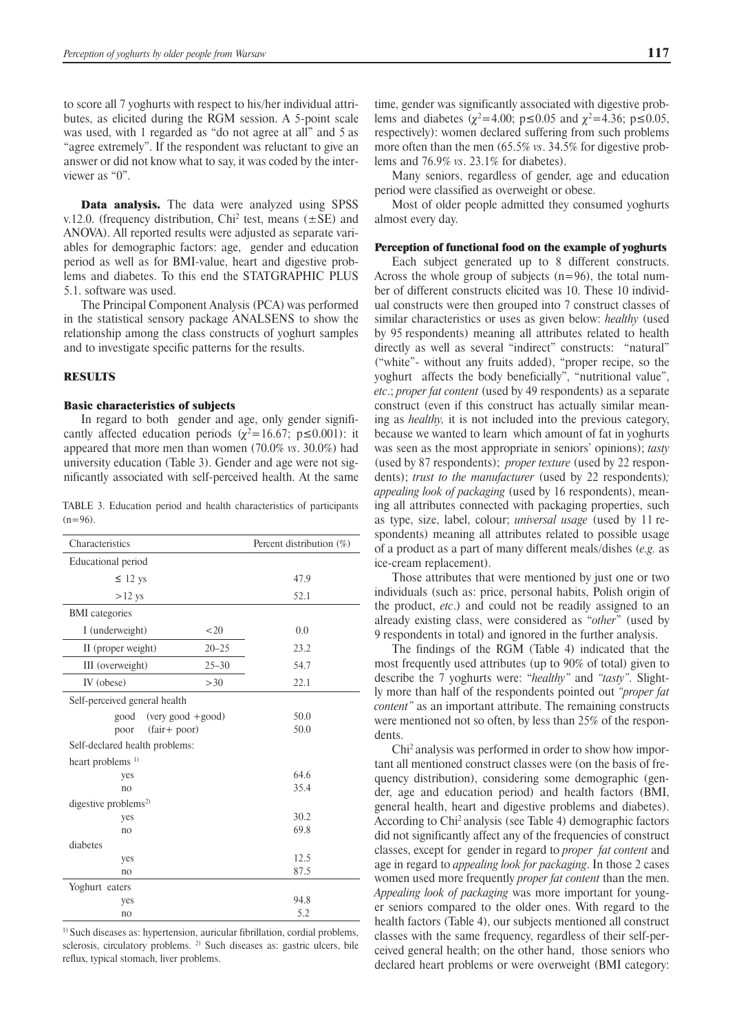to score all 7 yoghurts with respect to his/her individual attributes, as elicited during the RGM session. A 5-point scale was used, with 1 regarded as "do not agree at all" and 5 as "agree extremely". If the respondent was reluctant to give an answer or did not know what to say, it was coded by the interviewer as "0".

**Data analysis.** The data were analyzed using SPSS v.12.0. (frequency distribution, Chi$^2$ test, means ($\pm$SE) and ANOVA). All reported results were adjusted as separate variables for demographic factors: age, gender and education period as well as for BMI-value, heart and digestive problems and diabetes. To this end the STATGRAPHIC PLUS 5.1. software was used.

The Principal Component Analysis (PCA) was performed in the statistical sensory package ANALSENS to show the relationship among the class constructs of yoghurt samples and to investigate specific patterns for the results.

## RESULTS

### Basic characteristics of subjects

In regard to both gender and age, only gender significantly affected education periods ($\chi^2$=16.67; p≤0.001): it appeared that more men than women (70.0% *vs*. 30.0%) had university education (Table 3). Gender and age were not significantly associated with self-perceived health. At the same time, gender was significantly associated with digestive problems and diabetes ($\chi^2$=4.00; p≤0.05 and $\chi^2$=4.36; p≤0.05, respectively): women declared suffering from such problems more often than the men (65.5% *vs*. 34.5% for digestive problems and 76.9% *vs*. 23.1% for diabetes).

TABLE 3. Education period and health characteristics of participants (n=96).

| Characteristics | | Percent distribution (%) |
|---|---|---|
| Educational period | | |
| ≤ 12 ys | | 47.9 |
| >12 ys | | 52.1 |
| BMI categories | | |
| I (underweight) | <20 | 0.0 |
| II (proper weight) | 20–25 | 23.2 |
| III (overweight) | 25–30 | 54.7 |
| IV (obese) | >30 | 22.1 |
| Self-perceived general health | | |
| good (very good + good) | | 50.0 |
| poor (fair + poor) | | 50.0 |
| Self-declared health problems: | | |
| heart problems [1] | | |
| yes | | 64.6 |
| no | | 35.4 |
| digestive problems[2] | | |
| yes | | 30.2 |
| no | | 69.8 |
| diabetes | | |
| yes | | 12.5 |
| no | | 87.5 |
| Yoghurt eaters | | |
| yes | | 94.8 |
| no | | 5.2 |

[1] Such diseases as: hypertension, auricular fibrillation, cordial problems, sclerosis, circulatory problems. [2] Such diseases as: gastric ulcers, bile reflux, typical stomach, liver problems.

Many seniors, regardless of gender, age and education period were classified as overweight or obese.

Most of older people admitted they consumed yoghurts almost every day.

### Perception of functional food on the example of yoghurts

Each subject generated up to 8 different constructs. Across the whole group of subjects (n=96), the total number of different constructs elicited was 10. These 10 individual constructs were then grouped into 7 construct classes of similar characteristics or uses as given below: *healthy* (used by 95 respondents) meaning all attributes related to health directly as well as several "indirect" constructs: "natural" ("white"- without any fruits added), "proper recipe, so the yoghurt affects the body beneficially", "nutritional value", *etc*.; *proper fat content* (used by 49 respondents) as a separate construct (even if this construct has actually similar meaning as *healthy,* it is not included into the previous category, because we wanted to learn which amount of fat in yoghurts was seen as the most appropriate in seniors' opinions); *tasty* (used by 87 respondents); *proper texture* (used by 22 respondents); *trust to the manufacturer* (used by 22 respondents)*; appealing look of packaging* (used by 16 respondents), meaning all attributes connected with packaging properties, such as type, size, label, colour; *universal usage* (used by 11 respondents) meaning all attributes related to possible usage of a product as a part of many different meals/dishes (*e.g.* as ice-cream replacement).

Those attributes that were mentioned by just one or two individuals (such as: price, personal habits, Polish origin of the product, *etc*.) and could not be readily assigned to an already existing class, were considered as "*other*" (used by 9 respondents in total) and ignored in the further analysis.

The findings of the RGM (Table 4) indicated that the most frequently used attributes (up to 90% of total) given to describe the 7 yoghurts were: "*healthy*" and *"tasty"*. Slightly more than half of the respondents pointed out *"proper fat content"* as an important attribute. The remaining constructs were mentioned not so often, by less than 25% of the respondents.

Chi$^2$ analysis was performed in order to show how important all mentioned construct classes were (on the basis of frequency distribution), considering some demographic (gender, age and education period) and health factors (BMI, general health, heart and digestive problems and diabetes). According to Chi$^2$ analysis (see Table 4) demographic factors did not significantly affect any of the frequencies of construct classes, except for gender in regard to *proper fat content* and age in regard to *appealing look for packaging*. In those 2 cases women used more frequently *proper fat content* than the men. *Appealing look of packaging* was more important for younger seniors compared to the older ones. With regard to the health factors (Table 4), our subjects mentioned all construct classes with the same frequency, regardless of their self-perceived general health; on the other hand, those seniors who declared heart problems or were overweight (BMI category: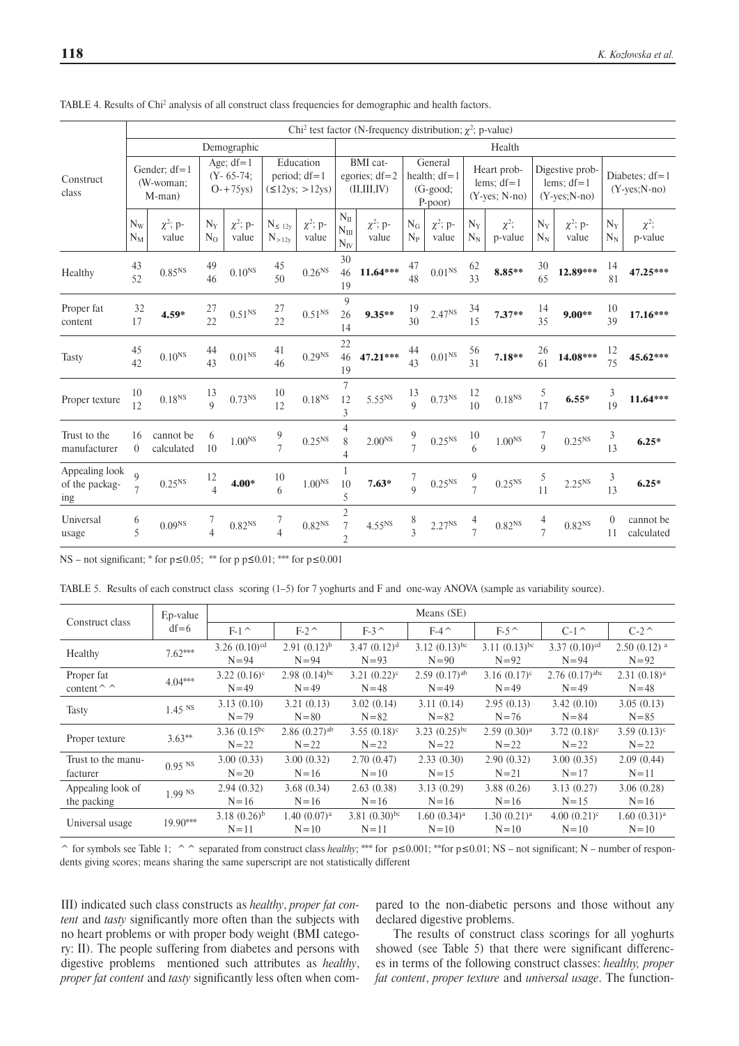TABLE 4. Results of $Chi^2$ analysis of all construct class frequencies for demographic and health factors.

| Construct class | $Chi^2$ test factor (N-frequency distribution; $\chi^2$; p-value) | | | | | | | | | | | | | | | |
|---|---|---|---|---|---|---|---|---|---|---|---|---|---|---|---|---|
| | Demographic | | | | | | Health | | | | | | | | | |
| | Gender; df=1 (W-woman; M-man) | | Age; df=1 (Y- 65-74; O-+75ys) | | Education period; df=1 (≤12ys; >12ys) | | BMI categories; df=2 (II,III,IV) | | General health; df=1 (G-good; P-poor) | | Heart problems; df=1 (Y-yes; N-no) | | Digestive problems; df=1 (Y-yes;N-no) | | Diabetes; df=1 (Y-yes;N-no) | |
| | $N_W$ $N_M$ | $\chi^2$; p-value | $N_Y$ $N_O$ | $\chi^2$; p-value | $N_{\leq 12y}$ $N_{>12y}$ | $\chi^2$; p-value | $N_{II}$ $N_{III}$ $N_{IV}$ | $\chi^2$; p-value | $N_G$ $N_P$ | $\chi^2$; p-value | $N_Y$ $N_N$ | $\chi^2$; p-value | $N_Y$ $N_N$ | $\chi^2$; p-value | $N_Y$ $N_N$ | $\chi^2$; p-value |
| Healthy | 43 52 | 0.85[NS] | 49 46 | 0.10[NS] | 45 50 | 0.26[NS] | 30 46 19 | **11.64*** ** | 47 48 | 0.01[NS] | 62 33 | **8.85** ** | 30 65 | **12.89*** ** | 14 81 | **47.25*** ** |
| Proper fat content | 32 17 | **4.59*** | 27 22 | 0.51[NS] | 27 22 | 0.51[NS] | 9 26 14 | **9.35** ** | 19 30 | 2.47[NS] | 34 15 | **7.37** ** | 14 35 | **9.00** ** | 10 39 | **17.16*** ** |
| Tasty | 45 42 | 0.10[NS] | 44 43 | 0.01[NS] | 41 46 | 0.29[NS] | 22 46 19 | **47.21*** ** | 44 43 | 0.01[NS] | 56 31 | **7.18** ** | 26 61 | **14.08*** ** | 12 75 | **45.62*** ** |
| Proper texture | 10 12 | 0.18[NS] | 13 9 | 0.73[NS] | 10 12 | 0.18[NS] | 7 12 3 | 5.55[NS] | 13 9 | 0.73[NS] | 12 10 | 0.18[NS] | 5 17 | **6.55*** | 3 19 | **11.64*** ** |
| Trust to the manufacturer | 16 0 | cannot be calculated | 6 10 | 1.00[NS] | 9 7 | 0.25[NS] | 4 8 4 | 2.00[NS] | 9 7 | 0.25[NS] | 10 6 | 1.00[NS] | 7 9 | 0.25[NS] | 3 13 | **6.25*** |
| Appealing look of the packaging | 9 7 | 0.25[NS] | 12 4 | **4.00*** | 10 6 | 1.00[NS] | 1 10 5 | **7.63*** | 7 9 | 0.25[NS] | 9 7 | 0.25[NS] | 5 11 | 2.25[NS] | 3 13 | **6.25*** |
| Universal usage | 6 5 | 0.09[NS] | 7 4 | 0.82[NS] | 7 4 | 0.82[NS] | 2 7 2 | 4.55[NS] | 8 3 | 2.27[NS] | 4 7 | 0.82[NS] | 4 7 | 0.82[NS] | 0 11 | cannot be calculated |

NS – not significant; * for p≤0.05; ** for p p≤0.01; *** for p≤0.001

TABLE 5. Results of each construct class scoring (1–5) for 7 yoghurts and F and one-way ANOVA (sample as variability source).

| Construct class | F,p-value df=6 | Means (SE) | | | | | | |
|---|---|---|---|---|---|---|---|---|
| | | F-1^ | F-2^ | F-3^ | F-4^ | F-5^ | C-1^ | C-2^ |
| Healthy | 7.62*** | 3.26 (0.10)[cd] N=94 | 2.91 (0.12)[b] N=94 | 3.47 (0.12)[d] N=93 | 3.12 (0.13)[bc] N=90 | 3.11 (0.13)[bc] N=92 | 3.37 (0.10)[cd] N=94 | 2.50 (0.12) [a] N=92 |
| Proper fat content^^ | 4.04*** | 3.22 (0.16)[c] N=49 | 2.98 (0.14)[bc] N=49 | 3.21 (0.22)[c] N=48 | 2.59 (0.17)[ab] N=49 | 3.16 (0.17)[c] N=49 | 2.76 (0.17)[abc] N=49 | 2.31 (0.18)[a] N=48 |
| Tasty | 1.45 [NS] | 3.13 (0.10) N=79 | 3.21 (0.13) N=80 | 3.02 (0.14) N=82 | 3.11 (0.14) N=82 | 2.95 (0.13) N=76 | 3.42 (0.10) N=84 | 3.05 (0.13) N=85 |
| Proper texture | 3.63** | 3.36 (0.15[bc] N=22 | 2.86 (0.27)[ab] N=22 | 3.55 (0.18)[c] N=22 | 3.23 (0.25)[bc] N=22 | 2.59 (0.30)[a] N=22 | 3.72 (0.18)[c] N=22 | 3.59 (0.13)[c] N=22 |
| Trust to the manufacturer | 0.95 [NS] | 3.00 (0.33) N=20 | 3.00 (0.32) N=16 | 2.70 (0.47) N=10 | 2.33 (0.30) N=15 | 2.90 (0.32) N=21 | 3.00 (0.35) N=17 | 2.09 (0.44) N=11 |
| Appealing look of the packing | 1.99 [NS] | 2.94 (0.32) N=16 | 3.68 (0.34) N=16 | 2.63 (0.38) N=16 | 3.13 (0.29) N=16 | 3.88 (0.26) N=16 | 3.13 (0.27) N=15 | 3.06 (0.28) N=16 |
| Universal usage | 19.90*** | 3.18 (0.26)[b] N=11 | 1.40 (0.07)[a] N=10 | 3.81 (0.30)[bc] N=11 | 1.60 (0.34)[a] N=10 | 1.30 (0.21)[a] N=10 | 4.00 (0.21)[c] N=10 | 1.60 (0.31)[a] N=10 |

^ for symbols see Table 1; ^^ separated from construct class *healthy*; *** for p≤0.001; **for p≤0.01; NS – not significant; N – number of respondents giving scores; means sharing the same superscript are not statistically different

III) indicated such class constructs as *healthy*, *proper fat content* and *tasty* significantly more often than the subjects with no heart problems or with proper body weight (BMI category: II). The people suffering from diabetes and persons with digestive problems mentioned such attributes as *healthy*, *proper fat content* and *tasty* significantly less often when compared to the non-diabetic persons and those without any declared digestive problems.

The results of construct class scorings for all yoghurts showed (see Table 5) that there were significant differences in terms of the following construct classes: *healthy, proper fat content*, *proper texture* and *universal usage*. The function-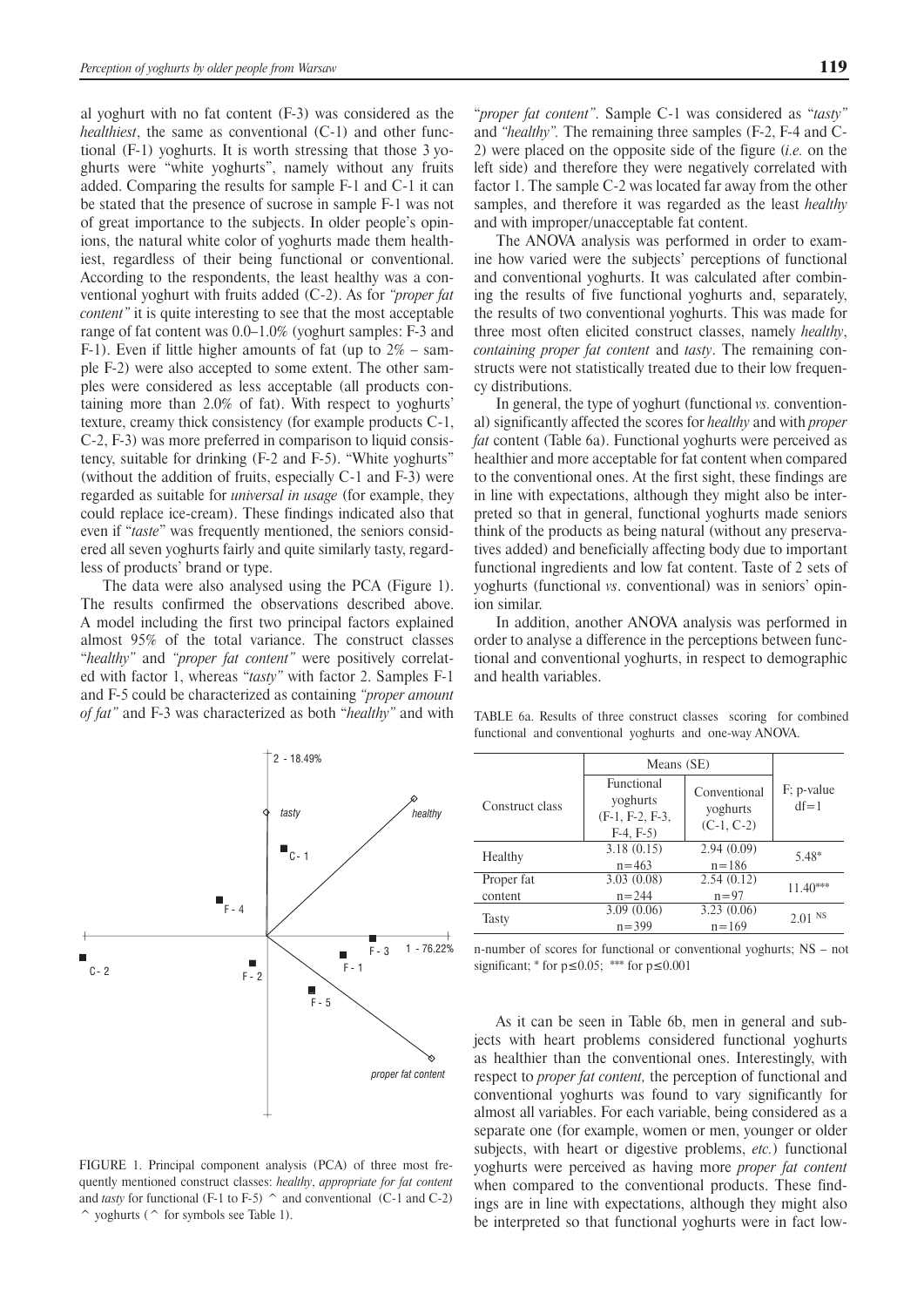al yoghurt with no fat content (F-3) was considered as the *healthiest*, the same as conventional (C-1) and other functional (F-1) yoghurts. It is worth stressing that those 3 yoghurts were "white yoghurts", namely without any fruits added. Comparing the results for sample F-1 and C-1 it can be stated that the presence of sucrose in sample F-1 was not of great importance to the subjects. In older people's opinions, the natural white color of yoghurts made them healthiest, regardless of their being functional or conventional. According to the respondents, the least healthy was a conventional yoghurt with fruits added (C-2). As for *"proper fat content"* it is quite interesting to see that the most acceptable range of fat content was 0.0–1.0% (yoghurt samples: F-3 and F-1). Even if little higher amounts of fat (up to 2% – sample F-2) were also accepted to some extent. The other samples were considered as less acceptable (all products containing more than 2.0% of fat). With respect to yoghurts' texture, creamy thick consistency (for example products C-1, C-2, F-3) was more preferred in comparison to liquid consistency, suitable for drinking (F-2 and F-5). "White yoghurts" (without the addition of fruits, especially C-1 and F-3) were regarded as suitable for *universal in usage* (for example, they could replace ice-cream). These findings indicated also that even if "*taste*" was frequently mentioned, the seniors considered all seven yoghurts fairly and quite similarly tasty, regardless of products' brand or type.

The data were also analysed using the PCA (Figure 1). The results confirmed the observations described above. A model including the first two principal factors explained almost 95% of the total variance. The construct classes "*healthy"* and *"proper fat content"* were positively correlated with factor 1, whereas "*tasty"* with factor 2. Samples F-1 and F-5 could be characterized as containing *"proper amount of fat"* and F-3 was characterized as both "*healthy"* and with "*proper fat content"*. Sample C-1 was considered as "*tasty"* and *"healthy".* The remaining three samples (F-2, F-4 and C-2) were placed on the opposite side of the figure (*i.e.* on the left side) and therefore they were negatively correlated with factor 1. The sample C-2 was located far away from the other samples, and therefore it was regarded as the least *healthy* and with improper/unacceptable fat content.

FIGURE 1. Principal component analysis (PCA) of three most frequently mentioned construct classes: *healthy*, *appropriate for fat content* and *tasty* for functional (F-1 to F-5) ^ and conventional (C-1 and C-2) ^ yoghurts (^ for symbols see Table 1).

The ANOVA analysis was performed in order to examine how varied were the subjects' perceptions of functional and conventional yoghurts. It was calculated after combining the results of five functional yoghurts and, separately, the results of two conventional yoghurts. This was made for three most often elicited construct classes, namely *healthy*, *containing proper fat content* and *tasty*. The remaining constructs were not statistically treated due to their low frequency distributions.

In general, the type of yoghurt (functional *vs.* conventional) significantly affected the scores for *healthy* and with *proper fat* content (Table 6a). Functional yoghurts were perceived as healthier and more acceptable for fat content when compared to the conventional ones. At the first sight, these findings are in line with expectations, although they might also be interpreted so that in general, functional yoghurts made seniors think of the products as being natural (without any preservatives added) and beneficially affecting body due to important functional ingredients and low fat content. Taste of 2 sets of yoghurts (functional *vs*. conventional) was in seniors' opinion similar.

In addition, another ANOVA analysis was performed in order to analyse a difference in the perceptions between functional and conventional yoghurts, in respect to demographic and health variables.

TABLE 6a. Results of three construct classes scoring for combined functional and conventional yoghurts and one-way ANOVA.

| Construct class | Means (SE) | | F; p-value df=1 |
|---|---|---|---|
| | Functional yoghurts (F-1, F-2, F-3, F-4, F-5) | Conventional yoghurts (C-1, C-2) | |
| Healthy | 3.18 (0.15) n=463 | 2.94 (0.09) n=186 | 5.48* |
| Proper fat content | 3.03 (0.08) n=244 | 2.54 (0.12) n=97 | 11.40*** |
| Tasty | 3.09 (0.06) n=399 | 3.23 (0.06) n=169 | 2.01 NS |

n-number of scores for functional or conventional yoghurts; NS – not significant; * for $p \leq 0.05$; *** for $p \leq 0.001$

As it can be seen in Table 6b, men in general and subjects with heart problems considered functional yoghurts as healthier than the conventional ones. Interestingly, with respect to *proper fat content,* the perception of functional and conventional yoghurts was found to vary significantly for almost all variables. For each variable, being considered as a separate one (for example, women or men, younger or older subjects, with heart or digestive problems, *etc.*) functional yoghurts were perceived as having more *proper fat content* when compared to the conventional products. These findings are in line with expectations, although they might also be interpreted so that functional yoghurts were in fact low-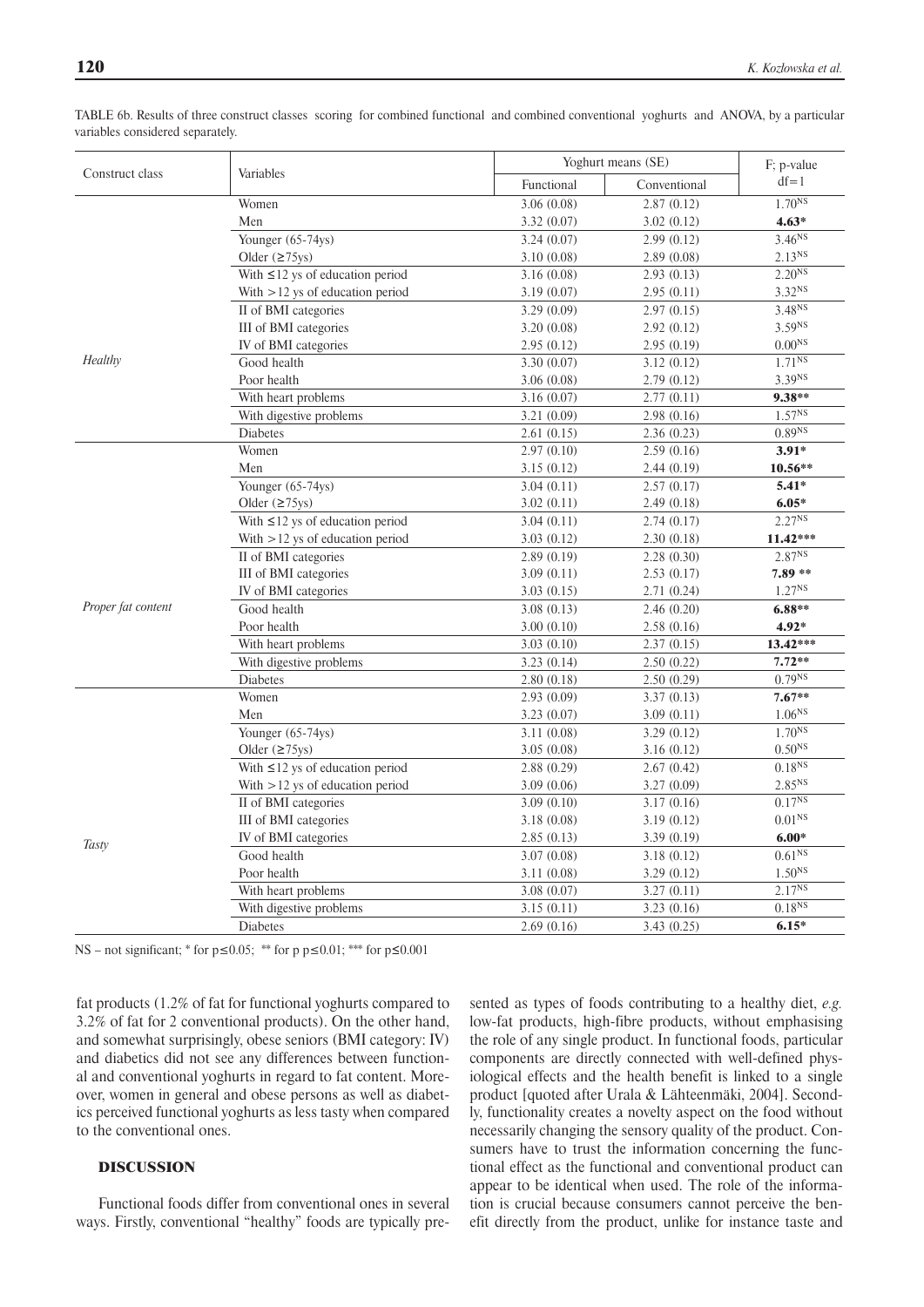TABLE 6b. Results of three construct classes scoring for combined functional and combined conventional yoghurts and ANOVA, by a particular variables considered separately.

| Construct class | Variables | Yoghurt means (SE) | | F; p-value |
|---|---|---|---|---|
| | | Functional | Conventional | df=1 |
| *Healthy* | Women | 3.06 (0.08) | 2.87 (0.12) | 1.70[NS] |
| | Men | 3.32 (0.07) | 3.02 (0.12) | **4.63*** |
| | Younger (65-74ys) | 3.24 (0.07) | 2.99 (0.12) | 3.46[NS] |
| | Older (≥75ys) | 3.10 (0.08) | 2.89 (0.08) | 2.13[NS] |
| | With ≤12 ys of education period | 3.16 (0.08) | 2.93 (0.13) | 2.20[NS] |
| | With >12 ys of education period | 3.19 (0.07) | 2.95 (0.11) | 3.32[NS] |
| | II of BMI categories | 3.29 (0.09) | 2.97 (0.15) | 3.48[NS] |
| | III of BMI categories | 3.20 (0.08) | 2.92 (0.12) | 3.59[NS] |
| | IV of BMI categories | 2.95 (0.12) | 2.95 (0.19) | 0.00[NS] |
| | Good health | 3.30 (0.07) | 3.12 (0.12) | 1.71[NS] |
| | Poor health | 3.06 (0.08) | 2.79 (0.12) | 3.39[NS] |
| | With heart problems | 3.16 (0.07) | 2.77 (0.11) | **9.38**** |
| | With digestive problems | 3.21 (0.09) | 2.98 (0.16) | 1.57[NS] |
| | Diabetes | 2.61 (0.15) | 2.36 (0.23) | 0.89[NS] |
| *Proper fat content* | Women | 2.97 (0.10) | 2.59 (0.16) | **3.91*** |
| | Men | 3.15 (0.12) | 2.44 (0.19) | **10.56**** |
| | Younger (65-74ys) | 3.04 (0.11) | 2.57 (0.17) | **5.41*** |
| | Older (≥75ys) | 3.02 (0.11) | 2.49 (0.18) | **6.05*** |
| | With ≤12 ys of education period | 3.04 (0.11) | 2.74 (0.17) | 2.27[NS] |
| | With >12 ys of education period | 3.03 (0.12) | 2.30 (0.18) | **11.42***** |
| | II of BMI categories | 2.89 (0.19) | 2.28 (0.30) | 2.87[NS] |
| | III of BMI categories | 3.09 (0.11) | 2.53 (0.17) | **7.89 **** |
| | IV of BMI categories | 3.03 (0.15) | 2.71 (0.24) | 1.27[NS] |
| | Good health | 3.08 (0.13) | 2.46 (0.20) | **6.88**** |
| | Poor health | 3.00 (0.10) | 2.58 (0.16) | **4.92*** |
| | With heart problems | 3.03 (0.10) | 2.37 (0.15) | **13.42***** |
| | With digestive problems | 3.23 (0.14) | 2.50 (0.22) | **7.72**** |
| | Diabetes | 2.80 (0.18) | 2.50 (0.29) | 0.79[NS] |
| *Tasty* | Women | 2.93 (0.09) | 3.37 (0.13) | **7.67**** |
| | Men | 3.23 (0.07) | 3.09 (0.11) | 1.06[NS] |
| | Younger (65-74ys) | 3.11 (0.08) | 3.29 (0.12) | 1.70[NS] |
| | Older (≥75ys) | 3.05 (0.08) | 3.16 (0.12) | 0.50[NS] |
| | With ≤12 ys of education period | 2.88 (0.29) | 2.67 (0.42) | 0.18[NS] |
| | With >12 ys of education period | 3.09 (0.06) | 3.27 (0.09) | 2.85[NS] |
| | II of BMI categories | 3.09 (0.10) | 3.17 (0.16) | 0.17[NS] |
| | III of BMI categories | 3.18 (0.08) | 3.19 (0.12) | 0.01[NS] |
| | IV of BMI categories | 2.85 (0.13) | 3.39 (0.19) | **6.00*** |
| | Good health | 3.07 (0.08) | 3.18 (0.12) | 0.61[NS] |
| | Poor health | 3.11 (0.08) | 3.29 (0.12) | 1.50[NS] |
| | With heart problems | 3.08 (0.07) | 3.27 (0.11) | 2.17[NS] |
| | With digestive problems | 3.15 (0.11) | 3.23 (0.16) | 0.18[NS] |
| | Diabetes | 2.69 (0.16) | 3.43 (0.25) | **6.15*** |

NS – not significant; * for p≤0.05; ** for p p≤0.01; *** for p≤0.001

fat products (1.2% of fat for functional yoghurts compared to 3.2% of fat for 2 conventional products). On the other hand, and somewhat surprisingly, obese seniors (BMI category: IV) and diabetics did not see any differences between functional and conventional yoghurts in regard to fat content. Moreover, women in general and obese persons as well as diabetics perceived functional yoghurts as less tasty when compared to the conventional ones.

## DISCUSSION

Functional foods differ from conventional ones in several ways. Firstly, conventional "healthy" foods are typically presented as types of foods contributing to a healthy diet, *e.g.* low-fat products, high-fibre products, without emphasising the role of any single product. In functional foods, particular components are directly connected with well-defined physiological effects and the health benefit is linked to a single product [quoted after Urala & Lähteenmäki, 2004]. Secondly, functionality creates a novelty aspect on the food without necessarily changing the sensory quality of the product. Consumers have to trust the information concerning the functional effect as the functional and conventional product can appear to be identical when used. The role of the information is crucial because consumers cannot perceive the benefit directly from the product, unlike for instance taste and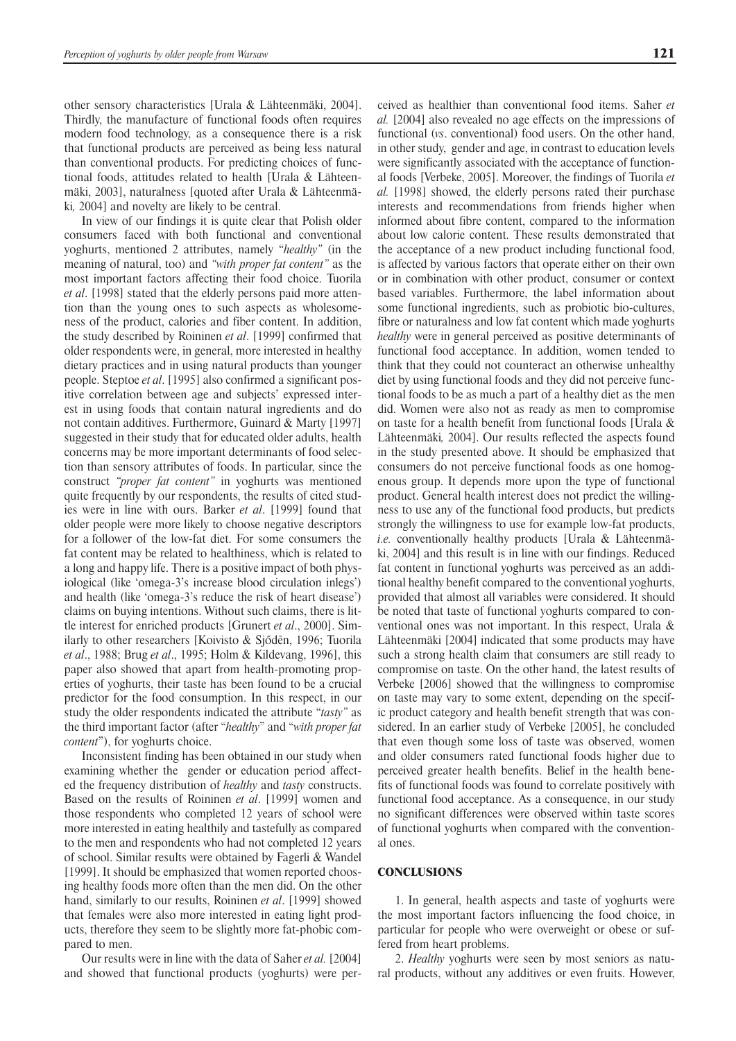other sensory characteristics [Urala & Lähteenmäki, 2004]. Thirdly, the manufacture of functional foods often requires modern food technology, as a consequence there is a risk that functional products are perceived as being less natural than conventional products. For predicting choices of functional foods, attitudes related to health [Urala & Lähteenmäki, 2003], naturalness [quoted after Urala & Lähteenmäki*,* 2004] and novelty are likely to be central.

In view of our findings it is quite clear that Polish older consumers faced with both functional and conventional yoghurts, mentioned 2 attributes, namely "*healthy"* (in the meaning of natural, too) and *"with proper fat content"* as the most important factors affecting their food choice. Tuorila *et al*. [1998] stated that the elderly persons paid more attention than the young ones to such aspects as wholesomeness of the product, calories and fiber content. In addition, the study described by Roininen *et al*. [1999] confirmed that older respondents were, in general, more interested in healthy dietary practices and in using natural products than younger people. Steptoe *et al*. [1995] also confirmed a significant positive correlation between age and subjects' expressed interest in using foods that contain natural ingredients and do not contain additives. Furthermore, Guinard & Marty [1997] suggested in their study that for educated older adults, health concerns may be more important determinants of food selection than sensory attributes of foods. In particular, since the construct *"proper fat content"* in yoghurts was mentioned quite frequently by our respondents, the results of cited studies were in line with ours. Barker *et al*. [1999] found that older people were more likely to choose negative descriptors for a follower of the low-fat diet. For some consumers the fat content may be related to healthiness, which is related to a long and happy life. There is a positive impact of both physiological (like 'omega-3's increase blood circulation inlegs') and health (like 'omega-3's reduce the risk of heart disease') claims on buying intentions. Without such claims, there is little interest for enriched products [Grunert *et al*., 2000]. Similarly to other researchers [Koivisto & Sjődēn, 1996; Tuorila *et al*., 1988; Brug *et al*., 1995; Holm & Kildevang, 1996], this paper also showed that apart from health-promoting properties of yoghurts, their taste has been found to be a crucial predictor for the food consumption. In this respect, in our study the older respondents indicated the attribute "*tasty"* as the third important factor (after "*healthy*" and "*with proper fat content*"), for yoghurts choice.

Inconsistent finding has been obtained in our study when examining whether the gender or education period affected the frequency distribution of *healthy* and *tasty* constructs. Based on the results of Roininen *et al*. [1999] women and those respondents who completed 12 years of school were more interested in eating healthily and tastefully as compared to the men and respondents who had not completed 12 years of school. Similar results were obtained by Fagerli & Wandel [1999]. It should be emphasized that women reported choosing healthy foods more often than the men did. On the other hand, similarly to our results, Roininen *et al*. [1999] showed that females were also more interested in eating light products, therefore they seem to be slightly more fat-phobic compared to men.

Our results were in line with the data of Saher *et al.* [2004] and showed that functional products (yoghurts) were perceived as healthier than conventional food items. Saher *et al.* [2004] also revealed no age effects on the impressions of functional (*vs*. conventional) food users. On the other hand, in other study, gender and age, in contrast to education levels were significantly associated with the acceptance of functional foods [Verbeke, 2005]. Moreover, the findings of Tuorila *et al.* [1998] showed, the elderly persons rated their purchase interests and recommendations from friends higher when informed about fibre content, compared to the information about low calorie content. These results demonstrated that the acceptance of a new product including functional food, is affected by various factors that operate either on their own or in combination with other product, consumer or context based variables. Furthermore, the label information about some functional ingredients, such as probiotic bio-cultures, fibre or naturalness and low fat content which made yoghurts *healthy* were in general perceived as positive determinants of functional food acceptance. In addition, women tended to think that they could not counteract an otherwise unhealthy diet by using functional foods and they did not perceive functional foods to be as much a part of a healthy diet as the men did. Women were also not as ready as men to compromise on taste for a health benefit from functional foods [Urala & Lähteenmäki*,* 2004]. Our results reflected the aspects found in the study presented above. It should be emphasized that consumers do not perceive functional foods as one homogenous group. It depends more upon the type of functional product. General health interest does not predict the willingness to use any of the functional food products, but predicts strongly the willingness to use for example low-fat products, *i.e.* conventionally healthy products [Urala & Lähteenmäki, 2004] and this result is in line with our findings. Reduced fat content in functional yoghurts was perceived as an additional healthy benefit compared to the conventional yoghurts, provided that almost all variables were considered. It should be noted that taste of functional yoghurts compared to conventional ones was not important. In this respect, Urala & Lähteenmäki [2004] indicated that some products may have such a strong health claim that consumers are still ready to compromise on taste. On the other hand, the latest results of Verbeke [2006] showed that the willingness to compromise on taste may vary to some extent, depending on the specific product category and health benefit strength that was considered. In an earlier study of Verbeke [2005], he concluded that even though some loss of taste was observed, women and older consumers rated functional foods higher due to perceived greater health benefits. Belief in the health benefits of functional foods was found to correlate positively with functional food acceptance. As a consequence, in our study no significant differences were observed within taste scores of functional yoghurts when compared with the conventional ones.

## CONCLUSIONS

1. In general, health aspects and taste of yoghurts were the most important factors influencing the food choice, in particular for people who were overweight or obese or suffered from heart problems.

2. *Healthy* yoghurts were seen by most seniors as natural products, without any additives or even fruits. However,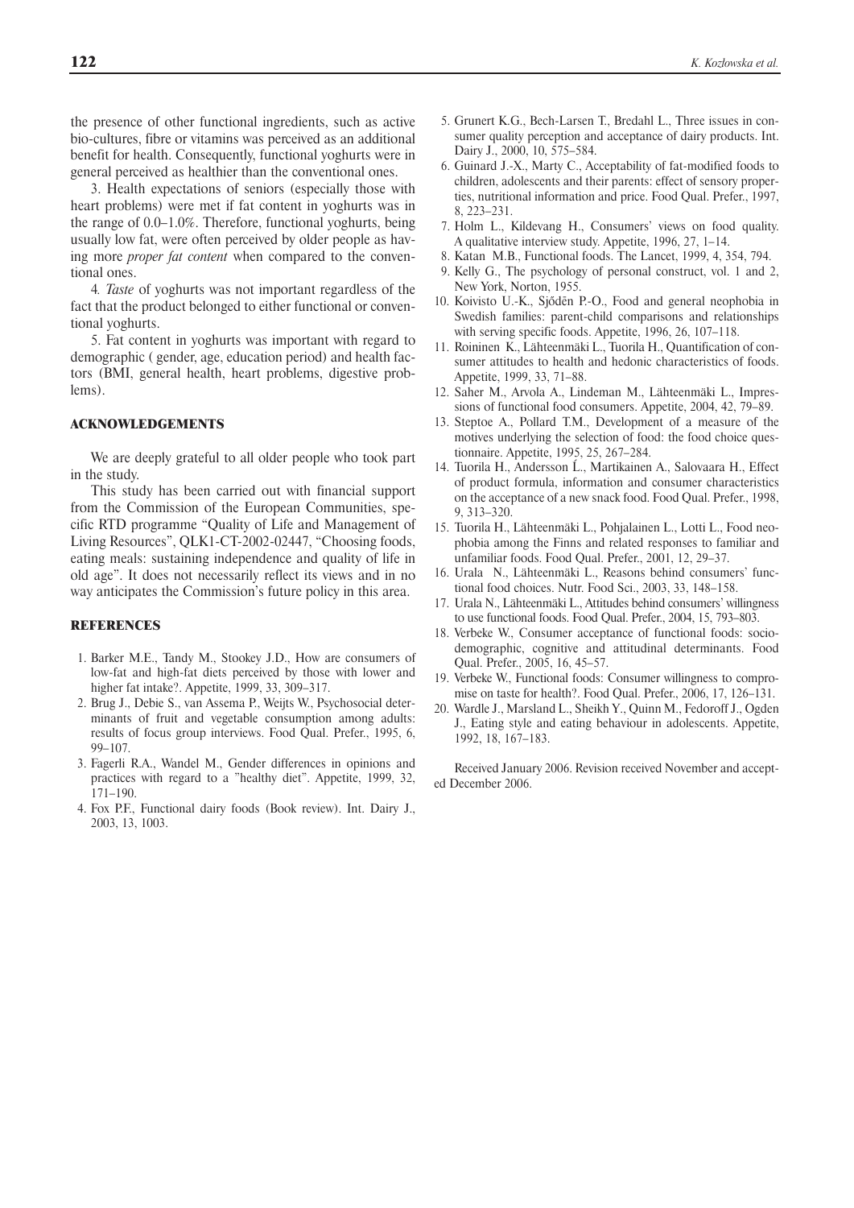the presence of other functional ingredients, such as active bio-cultures, fibre or vitamins was perceived as an additional benefit for health. Consequently, functional yoghurts were in general perceived as healthier than the conventional ones.

3. Health expectations of seniors (especially those with heart problems) were met if fat content in yoghurts was in the range of 0.0–1.0%. Therefore, functional yoghurts, being usually low fat, were often perceived by older people as having more *proper fat content* when compared to the conventional ones.

4*. Taste* of yoghurts was not important regardless of the fact that the product belonged to either functional or conventional yoghurts.

5. Fat content in yoghurts was important with regard to demographic ( gender, age, education period) and health factors (BMI, general health, heart problems, digestive problems).

## ACKNOWLEDGEMENTS

We are deeply grateful to all older people who took part in the study.

This study has been carried out with financial support from the Commission of the European Communities, specific RTD programme "Quality of Life and Management of Living Resources", QLK1-CT-2002-02447, "Choosing foods, eating meals: sustaining independence and quality of life in old age". It does not necessarily reflect its views and in no way anticipates the Commission's future policy in this area.

## REFERENCES

1. Barker M.E., Tandy M., Stookey J.D., How are consumers of low-fat and high-fat diets perceived by those with lower and higher fat intake?. Appetite, 1999, 33, 309–317.
2. Brug J., Debie S., van Assema P., Weijts W., Psychosocial determinants of fruit and vegetable consumption among adults: results of focus group interviews. Food Qual. Prefer., 1995, 6, 99–107.
3. Fagerli R.A., Wandel M., Gender differences in opinions and practices with regard to a "healthy diet". Appetite, 1999, 32, 171–190.
4. Fox P.F., Functional dairy foods (Book review). Int. Dairy J., 2003, 13, 1003.
5. Grunert K.G., Bech-Larsen T., Bredahl L., Three issues in consumer quality perception and acceptance of dairy products. Int. Dairy J., 2000, 10, 575–584.
6. Guinard J.-X., Marty C., Acceptability of fat-modified foods to children, adolescents and their parents: effect of sensory properties, nutritional information and price. Food Qual. Prefer., 1997, 8, 223–231.
7. Holm L., Kildevang H., Consumers' views on food quality. A qualitative interview study. Appetite, 1996, 27, 1–14.
8. Katan M.B., Functional foods. The Lancet, 1999, 4, 354, 794.
9. Kelly G., The psychology of personal construct, vol. 1 and 2, New York, Norton, 1955.
10. Koivisto U.-K., Sjődēn P.-O., Food and general neophobia in Swedish families: parent-child comparisons and relationships with serving specific foods. Appetite, 1996, 26, 107–118.
11. Roininen K., Lähteenmäki L., Tuorila H., Quantification of consumer attitudes to health and hedonic characteristics of foods. Appetite, 1999, 33, 71–88.
12. Saher M., Arvola A., Lindeman M., Lähteenmäki L., Impressions of functional food consumers. Appetite, 2004, 42, 79–89.
13. Steptoe A., Pollard T.M., Development of a measure of the motives underlying the selection of food: the food choice questionnaire. Appetite, 1995, 25, 267–284.
14. Tuorila H., Andersson Ĺ., Martikainen A., Salovaara H., Effect of product formula, information and consumer characteristics on the acceptance of a new snack food. Food Qual. Prefer., 1998, 9, 313–320.
15. Tuorila H., Lähteenmäki L., Pohjalainen L., Lotti L., Food neophobia among the Finns and related responses to familiar and unfamiliar foods. Food Qual. Prefer., 2001, 12, 29–37.
16. Urala N., Lähteenmäki L., Reasons behind consumers' functional food choices. Nutr. Food Sci., 2003, 33, 148–158.
17. Urala N., Lähteenmäki L., Attitudes behind consumers' willingness to use functional foods. Food Qual. Prefer., 2004, 15, 793–803.
18. Verbeke W., Consumer acceptance of functional foods: socio-demographic, cognitive and attitudinal determinants. Food Qual. Prefer., 2005, 16, 45–57.
19. Verbeke W., Functional foods: Consumer willingness to compromise on taste for health?. Food Qual. Prefer., 2006, 17, 126–131.
20. Wardle J., Marsland L., Sheikh Y., Quinn M., Fedoroff J., Ogden J., Eating style and eating behaviour in adolescents. Appetite, 1992, 18, 167–183.

Received January 2006. Revision received November and accepted December 2006.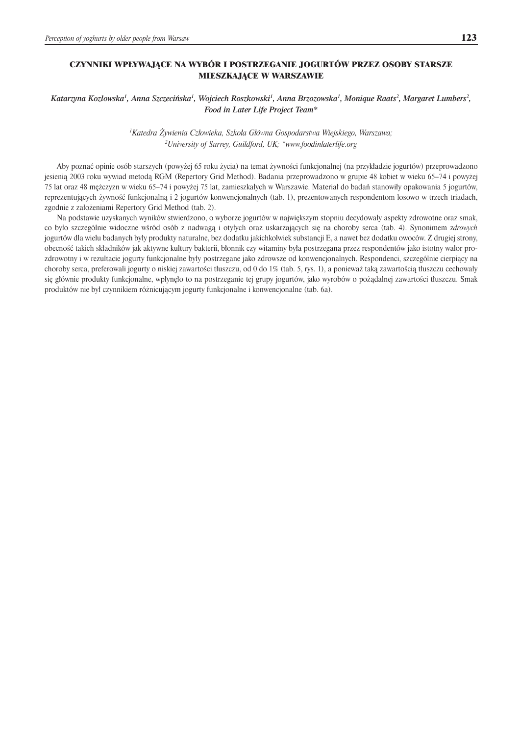## CZYNNIKI WPŁYWAJĄCE NA WYBÓR I POSTRZEGANIE JOGURTÓW PRZEZ OSOBY STARSZE MIESZKAJĄCE W WARSZAWIE

*Katarzyna Kozłowska[1], Anna Szczecińska[1], Wojciech Roszkowski[1], Anna Brzozowska[1], Monique Raats[2], Margaret Lumbers[2], Food in Later Life Project Team\**

*[1]Katedra Żywienia Człowieka, Szkoła Główna Gospodarstwa Wiejskiego, Warszawa;*
*[2]University of Surrey, Guildford, UK; \*www.foodinlaterlife.org*

Aby poznać opinie osób starszych (powyżej 65 roku życia) na temat żywności funkcjonalnej (na przykładzie jogurtów) przeprowadzono jesienią 2003 roku wywiad metodą RGM (Repertory Grid Method). Badania przeprowadzono w grupie 48 kobiet w wieku 65–74 i powyżej 75 lat oraz 48 mężczyzn w wieku 65–74 i powyżej 75 lat, zamieszkałych w Warszawie. Materiał do badań stanowiły opakowania 5 jogurtów, reprezentujących żywność funkcjonalną i 2 jogurtów konwencjonalnych (tab. 1), prezentowanych respondentom losowo w trzech triadach, zgodnie z założeniami Repertory Grid Method (tab. 2).

Na podstawie uzyskanych wyników stwierdzono, o wyborze jogurtów w największym stopniu decydowały aspekty zdrowotne oraz smak, co było szczególnie widoczne wśród osób z nadwagą i otyłych oraz uskarżających się na choroby serca (tab. 4). Synonimem *zdrowych* jogurtów dla wielu badanych były produkty naturalne, bez dodatku jakichkolwiek substancji E, a nawet bez dodatku owoców. Z drugiej strony, obecność takich składników jak aktywne kultury bakterii, błonnik czy witaminy była postrzegana przez respondentów jako istotny walor prozdrowotny i w rezultacie jogurty funkcjonalne były postrzegane jako zdrowsze od konwencjonalnych. Respondenci, szczególnie cierpiący na choroby serca, preferowali jogurty o niskiej zawartości tłuszczu, od 0 do 1% (tab. 5, rys. 1), a ponieważ taką zawartością tłuszczu cechowały się głównie produkty funkcjonalne, wpłynęło to na postrzeganie tej grupy jogurtów, jako wyrobów o pożądanej zawartości tłuszczu. Smak produktów nie był czynnikiem różnicującym jogurty funkcjonalne i konwencjonalne (tab. 6a).